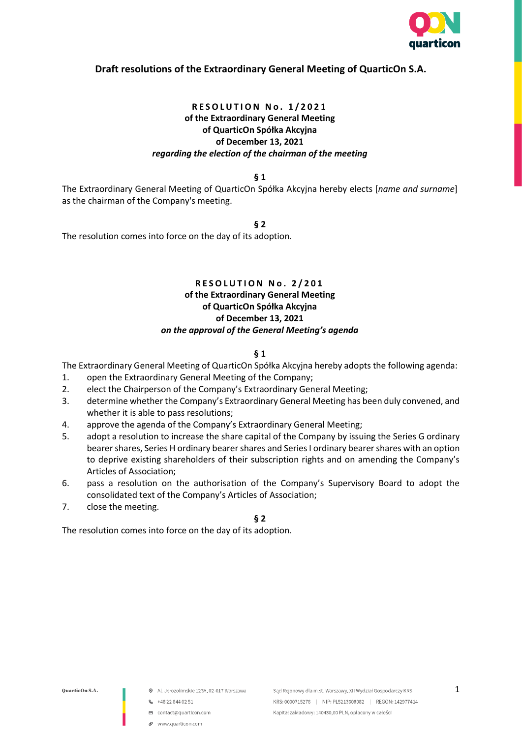# Draft resolutions of the Extraordinary General Meeting of QuarticOn S.A.

**RESOLUTION No. 1/2021**
**of the Extraordinary General Meeting**
**of QuarticOn Spółka Akcyjna**
**of December 13, 2021**
***regarding the election of the chairman of the meeting***

**§ 1**

The Extraordinary General Meeting of QuarticOn Spółka Akcyjna hereby elects [*name and surname*] as the chairman of the Company's meeting.

**§ 2**

The resolution comes into force on the day of its adoption.

**RESOLUTION No. 2/201**
**of the Extraordinary General Meeting**
**of QuarticOn Spółka Akcyjna**
**of December 13, 2021**
***on the approval of the General Meeting's agenda***

**§ 1**

The Extraordinary General Meeting of QuarticOn Spółka Akcyjna hereby adopts the following agenda:

1. open the Extraordinary General Meeting of the Company;
2. elect the Chairperson of the Company's Extraordinary General Meeting;
3. determine whether the Company's Extraordinary General Meeting has been duly convened, and whether it is able to pass resolutions;
4. approve the agenda of the Company's Extraordinary General Meeting;
5. adopt a resolution to increase the share capital of the Company by issuing the Series G ordinary bearer shares, Series H ordinary bearer shares and Series I ordinary bearer shares with an option to deprive existing shareholders of their subscription rights and on amending the Company's Articles of Association;
6. pass a resolution on the authorisation of the Company's Supervisory Board to adopt the consolidated text of the Company's Articles of Association;
7. close the meeting.

**§ 2**

The resolution comes into force on the day of its adoption.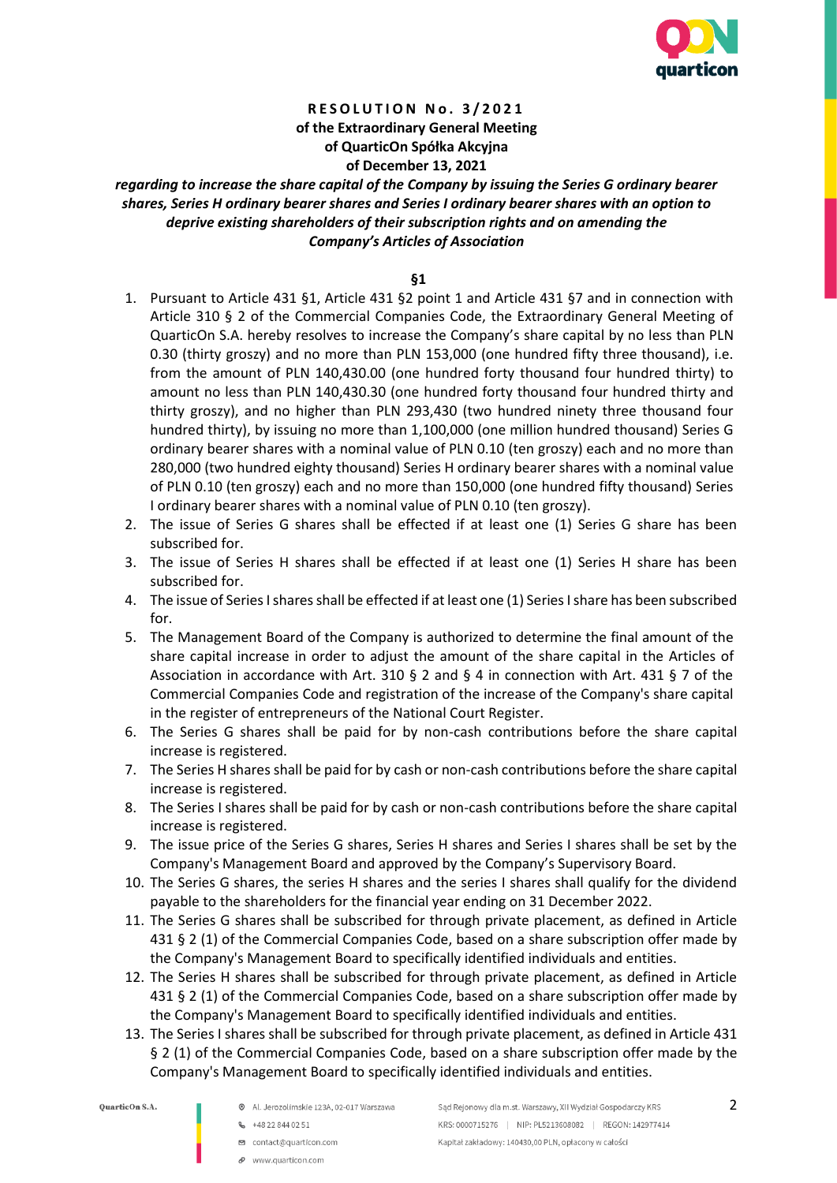**RESOLUTION No. 3/2021**
**of the Extraordinary General Meeting**
**of QuarticOn Spółka Akcyjna**
**of December 13, 2021**

***regarding to increase the share capital of the Company by issuing the Series G ordinary bearer shares, Series H ordinary bearer shares and Series I ordinary bearer shares with an option to deprive existing shareholders of their subscription rights and on amending the Company's Articles of Association***

**§1**

1. Pursuant to Article 431 §1, Article 431 §2 point 1 and Article 431 §7 and in connection with Article 310 § 2 of the Commercial Companies Code, the Extraordinary General Meeting of QuarticOn S.A. hereby resolves to increase the Company's share capital by no less than PLN 0.30 (thirty groszy) and no more than PLN 153,000 (one hundred fifty three thousand), i.e. from the amount of PLN 140,430.00 (one hundred forty thousand four hundred thirty) to amount no less than PLN 140,430.30 (one hundred forty thousand four hundred thirty and thirty groszy), and no higher than PLN 293,430 (two hundred ninety three thousand four hundred thirty), by issuing no more than 1,100,000 (one million hundred thousand) Series G ordinary bearer shares with a nominal value of PLN 0.10 (ten groszy) each and no more than 280,000 (two hundred eighty thousand) Series H ordinary bearer shares with a nominal value of PLN 0.10 (ten groszy) each and no more than 150,000 (one hundred fifty thousand) Series I ordinary bearer shares with a nominal value of PLN 0.10 (ten groszy).
2. The issue of Series G shares shall be effected if at least one (1) Series G share has been subscribed for.
3. The issue of Series H shares shall be effected if at least one (1) Series H share has been subscribed for.
4. The issue of Series I shares shall be effected if at least one (1) Series I share has been subscribed for.
5. The Management Board of the Company is authorized to determine the final amount of the share capital increase in order to adjust the amount of the share capital in the Articles of Association in accordance with Art. 310 § 2 and § 4 in connection with Art. 431 § 7 of the Commercial Companies Code and registration of the increase of the Company's share capital in the register of entrepreneurs of the National Court Register.
6. The Series G shares shall be paid for by non-cash contributions before the share capital increase is registered.
7. The Series H shares shall be paid for by cash or non-cash contributions before the share capital increase is registered.
8. The Series I shares shall be paid for by cash or non-cash contributions before the share capital increase is registered.
9. The issue price of the Series G shares, Series H shares and Series I shares shall be set by the Company's Management Board and approved by the Company's Supervisory Board.
10. The Series G shares, the series H shares and the series I shares shall qualify for the dividend payable to the shareholders for the financial year ending on 31 December 2022.
11. The Series G shares shall be subscribed for through private placement, as defined in Article 431 § 2 (1) of the Commercial Companies Code, based on a share subscription offer made by the Company's Management Board to specifically identified individuals and entities.
12. The Series H shares shall be subscribed for through private placement, as defined in Article 431 § 2 (1) of the Commercial Companies Code, based on a share subscription offer made by the Company's Management Board to specifically identified individuals and entities.
13. The Series I shares shall be subscribed for through private placement, as defined in Article 431 § 2 (1) of the Commercial Companies Code, based on a share subscription offer made by the Company's Management Board to specifically identified individuals and entities.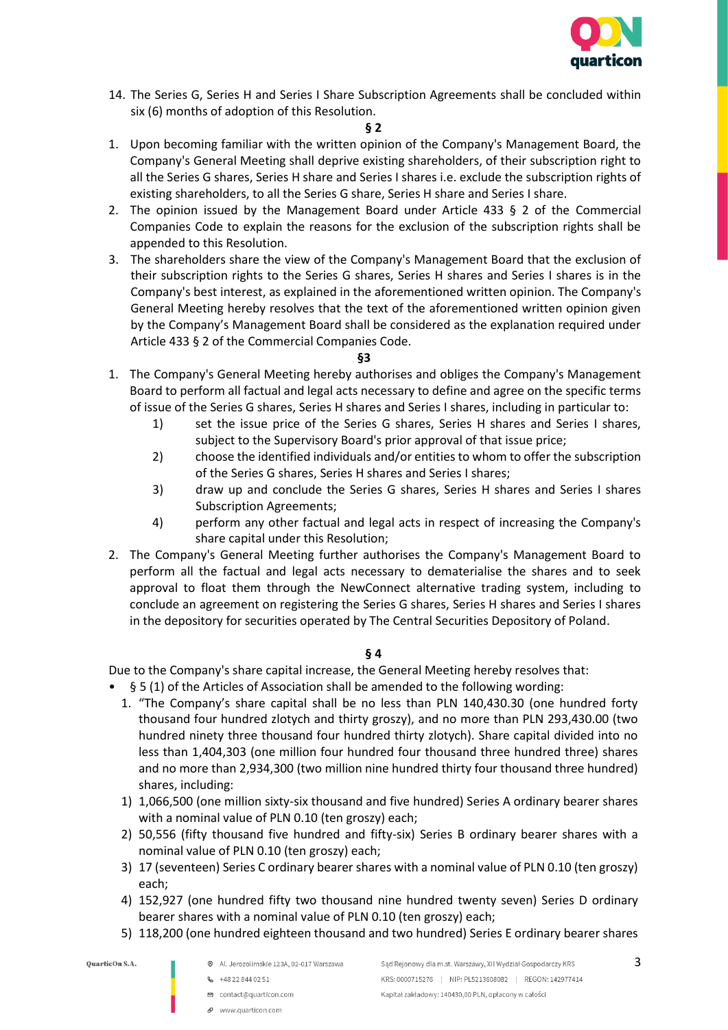14. The Series G, Series H and Series I Share Subscription Agreements shall be concluded within six (6) months of adoption of this Resolution.

**§ 2**

1. Upon becoming familiar with the written opinion of the Company's Management Board, the Company's General Meeting shall deprive existing shareholders, of their subscription right to all the Series G shares, Series H share and Series I shares i.e. exclude the subscription rights of existing shareholders, to all the Series G share, Series H share and Series I share.
2. The opinion issued by the Management Board under Article 433 § 2 of the Commercial Companies Code to explain the reasons for the exclusion of the subscription rights shall be appended to this Resolution.
3. The shareholders share the view of the Company's Management Board that the exclusion of their subscription rights to the Series G shares, Series H shares and Series I shares is in the Company's best interest, as explained in the aforementioned written opinion. The Company's General Meeting hereby resolves that the text of the aforementioned written opinion given by the Company's Management Board shall be considered as the explanation required under Article 433 § 2 of the Commercial Companies Code.

**§3**

1. The Company's General Meeting hereby authorises and obliges the Company's Management Board to perform all factual and legal acts necessary to define and agree on the specific terms of issue of the Series G shares, Series H shares and Series I shares, including in particular to:
   1) set the issue price of the Series G shares, Series H shares and Series I shares, subject to the Supervisory Board's prior approval of that issue price;
   2) choose the identified individuals and/or entities to whom to offer the subscription of the Series G shares, Series H shares and Series I shares;
   3) draw up and conclude the Series G shares, Series H shares and Series I shares Subscription Agreements;
   4) perform any other factual and legal acts in respect of increasing the Company's share capital under this Resolution;
2. The Company's General Meeting further authorises the Company's Management Board to perform all the factual and legal acts necessary to dematerialise the shares and to seek approval to float them through the NewConnect alternative trading system, including to conclude an agreement on registering the Series G shares, Series H shares and Series I shares in the depository for securities operated by The Central Securities Depository of Poland.

**§ 4**

Due to the Company's share capital increase, the General Meeting hereby resolves that:

- § 5 (1) of the Articles of Association shall be amended to the following wording:
  1. "The Company's share capital shall be no less than PLN 140,430.30 (one hundred forty thousand four hundred zlotych and thirty groszy), and no more than PLN 293,430.00 (two hundred ninety three thousand four hundred thirty zlotych). Share capital divided into no less than 1,404,303 (one million four hundred four thousand three hundred three) shares and no more than 2,934,300 (two million nine hundred thirty four thousand three hundred) shares, including:
  1) 1,066,500 (one million sixty-six thousand and five hundred) Series A ordinary bearer shares with a nominal value of PLN 0.10 (ten groszy) each;
  2) 50,556 (fifty thousand five hundred and fifty-six) Series B ordinary bearer shares with a nominal value of PLN 0.10 (ten groszy) each;
  3) 17 (seventeen) Series C ordinary bearer shares with a nominal value of PLN 0.10 (ten groszy) each;
  4) 152,927 (one hundred fifty two thousand nine hundred twenty seven) Series D ordinary bearer shares with a nominal value of PLN 0.10 (ten groszy) each;
  5) 118,200 (one hundred eighteen thousand and two hundred) Series E ordinary bearer shares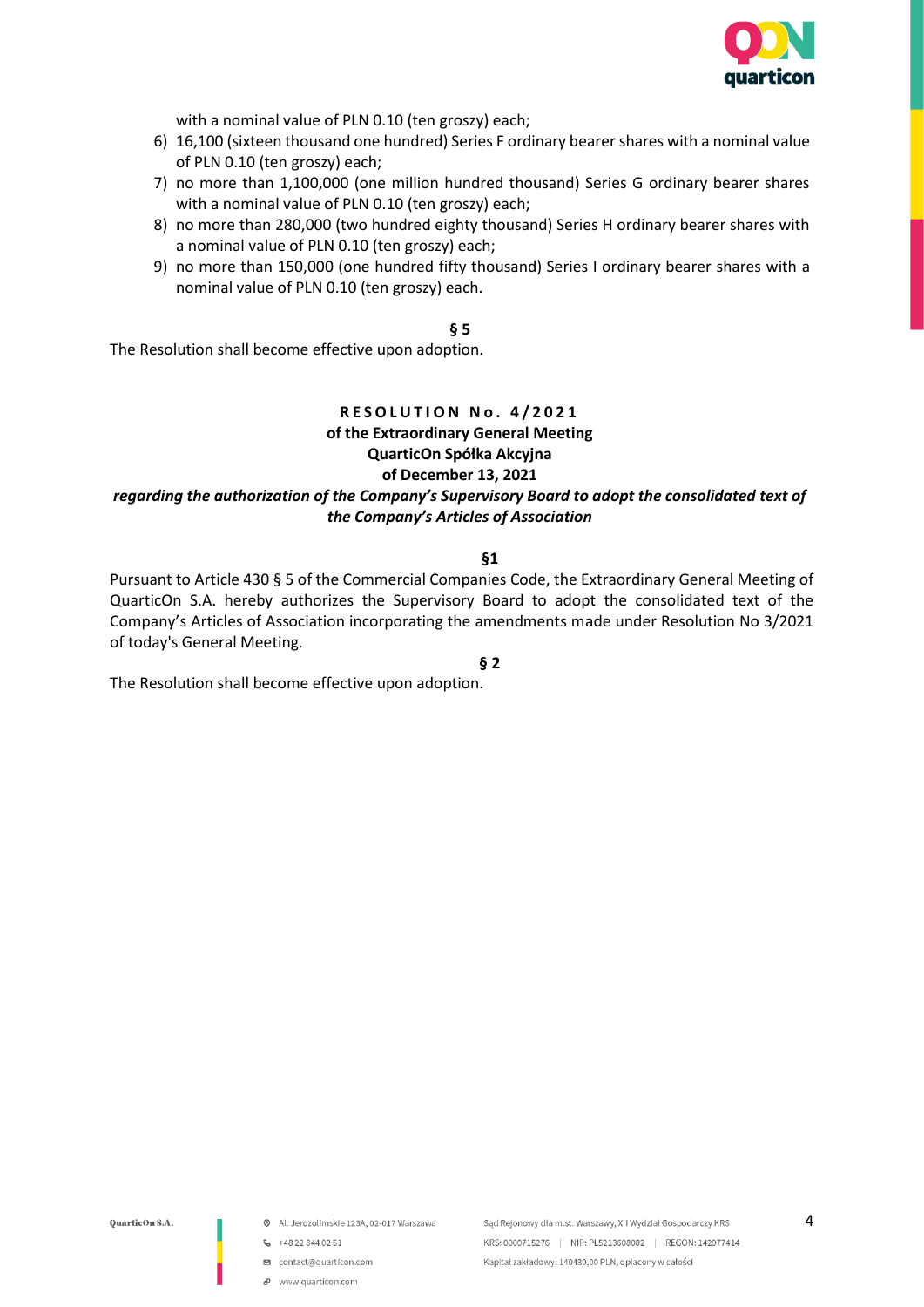with a nominal value of PLN 0.10 (ten groszy) each;

6) 16,100 (sixteen thousand one hundred) Series F ordinary bearer shares with a nominal value of PLN 0.10 (ten groszy) each;
7) no more than 1,100,000 (one million hundred thousand) Series G ordinary bearer shares with a nominal value of PLN 0.10 (ten groszy) each;
8) no more than 280,000 (two hundred eighty thousand) Series H ordinary bearer shares with a nominal value of PLN 0.10 (ten groszy) each;
9) no more than 150,000 (one hundred fifty thousand) Series I ordinary bearer shares with a nominal value of PLN 0.10 (ten groszy) each.

**§ 5**

The Resolution shall become effective upon adoption.

**RESOLUTION No. 4/2021**
**of the Extraordinary General Meeting**
**QuarticOn Spółka Akcyjna**
**of December 13, 2021**
***regarding the authorization of the Company's Supervisory Board to adopt the consolidated text of the Company's Articles of Association***

**§1**

Pursuant to Article 430 § 5 of the Commercial Companies Code, the Extraordinary General Meeting of QuarticOn S.A. hereby authorizes the Supervisory Board to adopt the consolidated text of the Company's Articles of Association incorporating the amendments made under Resolution No 3/2021 of today's General Meeting.

**§ 2**

The Resolution shall become effective upon adoption.